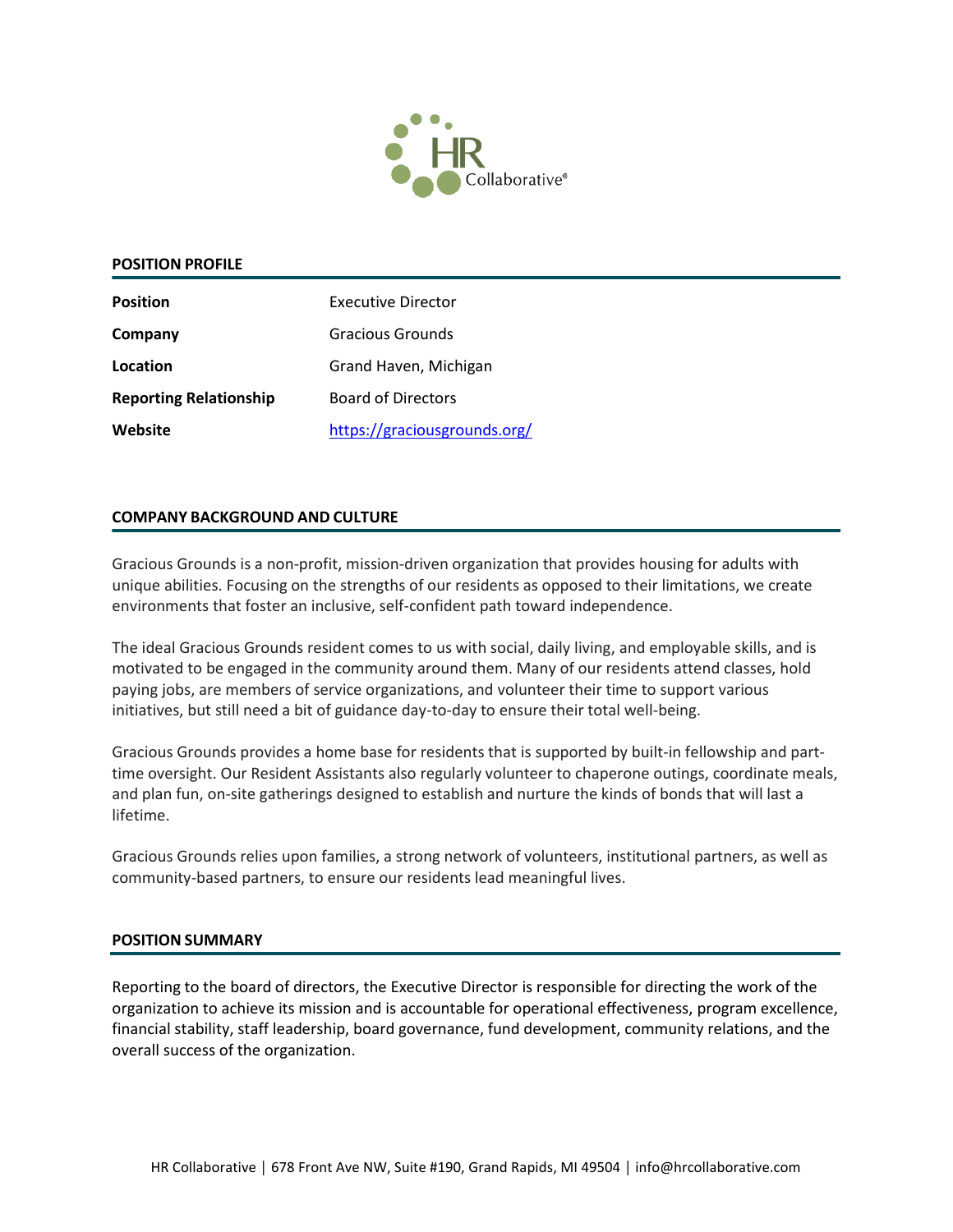## POSITION PROFILE

| | |
|---|---|
| **Position** | Executive Director |
| **Company** | Gracious Grounds |
| **Location** | Grand Haven, Michigan |
| **Reporting Relationship** | Board of Directors |
| **Website** | https://graciousgrounds.org/ |

## COMPANY BACKGROUND AND CULTURE

Gracious Grounds is a non-profit, mission-driven organization that provides housing for adults with unique abilities. Focusing on the strengths of our residents as opposed to their limitations, we create environments that foster an inclusive, self-confident path toward independence.

The ideal Gracious Grounds resident comes to us with social, daily living, and employable skills, and is motivated to be engaged in the community around them. Many of our residents attend classes, hold paying jobs, are members of service organizations, and volunteer their time to support various initiatives, but still need a bit of guidance day-to-day to ensure their total well-being.

Gracious Grounds provides a home base for residents that is supported by built-in fellowship and part-time oversight. Our Resident Assistants also regularly volunteer to chaperone outings, coordinate meals, and plan fun, on-site gatherings designed to establish and nurture the kinds of bonds that will last a lifetime.

Gracious Grounds relies upon families, a strong network of volunteers, institutional partners, as well as community-based partners, to ensure our residents lead meaningful lives.

## POSITION SUMMARY

Reporting to the board of directors, the Executive Director is responsible for directing the work of the organization to achieve its mission and is accountable for operational effectiveness, program excellence, financial stability, staff leadership, board governance, fund development, community relations, and the overall success of the organization.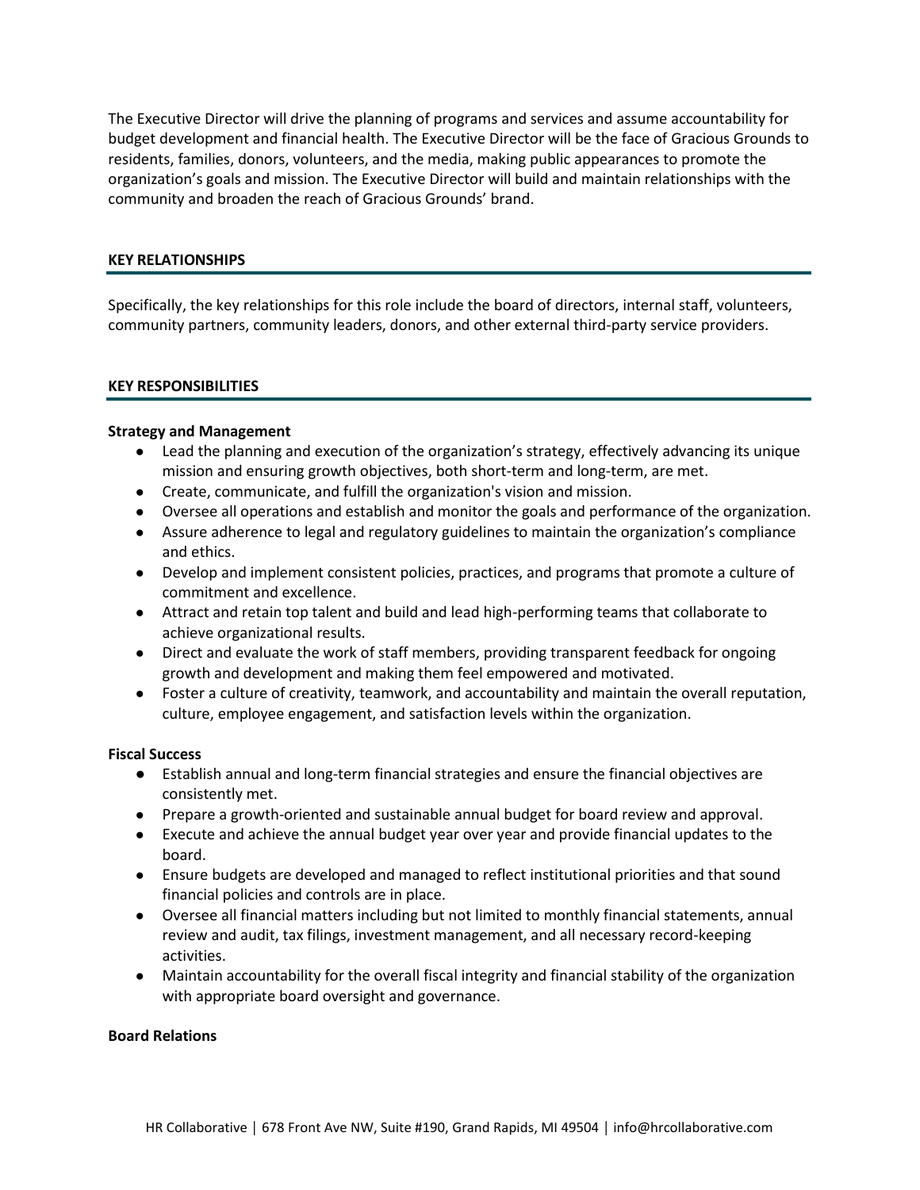The Executive Director will drive the planning of programs and services and assume accountability for budget development and financial health. The Executive Director will be the face of Gracious Grounds to residents, families, donors, volunteers, and the media, making public appearances to promote the organization's goals and mission. The Executive Director will build and maintain relationships with the community and broaden the reach of Gracious Grounds' brand.

## KEY RELATIONSHIPS

Specifically, the key relationships for this role include the board of directors, internal staff, volunteers, community partners, community leaders, donors, and other external third-party service providers.

## KEY RESPONSIBILITIES

### Strategy and Management

- Lead the planning and execution of the organization's strategy, effectively advancing its unique mission and ensuring growth objectives, both short-term and long-term, are met.
- Create, communicate, and fulfill the organization's vision and mission.
- Oversee all operations and establish and monitor the goals and performance of the organization.
- Assure adherence to legal and regulatory guidelines to maintain the organization's compliance and ethics.
- Develop and implement consistent policies, practices, and programs that promote a culture of commitment and excellence.
- Attract and retain top talent and build and lead high-performing teams that collaborate to achieve organizational results.
- Direct and evaluate the work of staff members, providing transparent feedback for ongoing growth and development and making them feel empowered and motivated.
- Foster a culture of creativity, teamwork, and accountability and maintain the overall reputation, culture, employee engagement, and satisfaction levels within the organization.

### Fiscal Success

- Establish annual and long-term financial strategies and ensure the financial objectives are consistently met.
- Prepare a growth-oriented and sustainable annual budget for board review and approval.
- Execute and achieve the annual budget year over year and provide financial updates to the board.
- Ensure budgets are developed and managed to reflect institutional priorities and that sound financial policies and controls are in place.
- Oversee all financial matters including but not limited to monthly financial statements, annual review and audit, tax filings, investment management, and all necessary record-keeping activities.
- Maintain accountability for the overall fiscal integrity and financial stability of the organization with appropriate board oversight and governance.

### Board Relations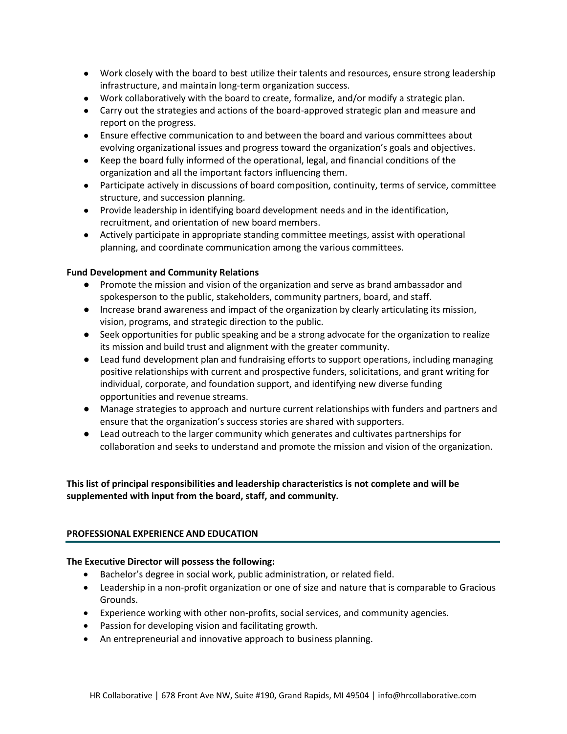- Work closely with the board to best utilize their talents and resources, ensure strong leadership infrastructure, and maintain long-term organization success.
- Work collaboratively with the board to create, formalize, and/or modify a strategic plan.
- Carry out the strategies and actions of the board-approved strategic plan and measure and report on the progress.
- Ensure effective communication to and between the board and various committees about evolving organizational issues and progress toward the organization's goals and objectives.
- Keep the board fully informed of the operational, legal, and financial conditions of the organization and all the important factors influencing them.
- Participate actively in discussions of board composition, continuity, terms of service, committee structure, and succession planning.
- Provide leadership in identifying board development needs and in the identification, recruitment, and orientation of new board members.
- Actively participate in appropriate standing committee meetings, assist with operational planning, and coordinate communication among the various committees.

**Fund Development and Community Relations**

- Promote the mission and vision of the organization and serve as brand ambassador and spokesperson to the public, stakeholders, community partners, board, and staff.
- Increase brand awareness and impact of the organization by clearly articulating its mission, vision, programs, and strategic direction to the public.
- Seek opportunities for public speaking and be a strong advocate for the organization to realize its mission and build trust and alignment with the greater community.
- Lead fund development plan and fundraising efforts to support operations, including managing positive relationships with current and prospective funders, solicitations, and grant writing for individual, corporate, and foundation support, and identifying new diverse funding opportunities and revenue streams.
- Manage strategies to approach and nurture current relationships with funders and partners and ensure that the organization's success stories are shared with supporters.
- Lead outreach to the larger community which generates and cultivates partnerships for collaboration and seeks to understand and promote the mission and vision of the organization.

**This list of principal responsibilities and leadership characteristics is not complete and will be supplemented with input from the board, staff, and community.**

## PROFESSIONAL EXPERIENCE AND EDUCATION

**The Executive Director will possess the following:**

- Bachelor's degree in social work, public administration, or related field.
- Leadership in a non-profit organization or one of size and nature that is comparable to Gracious Grounds.
- Experience working with other non-profits, social services, and community agencies.
- Passion for developing vision and facilitating growth.
- An entrepreneurial and innovative approach to business planning.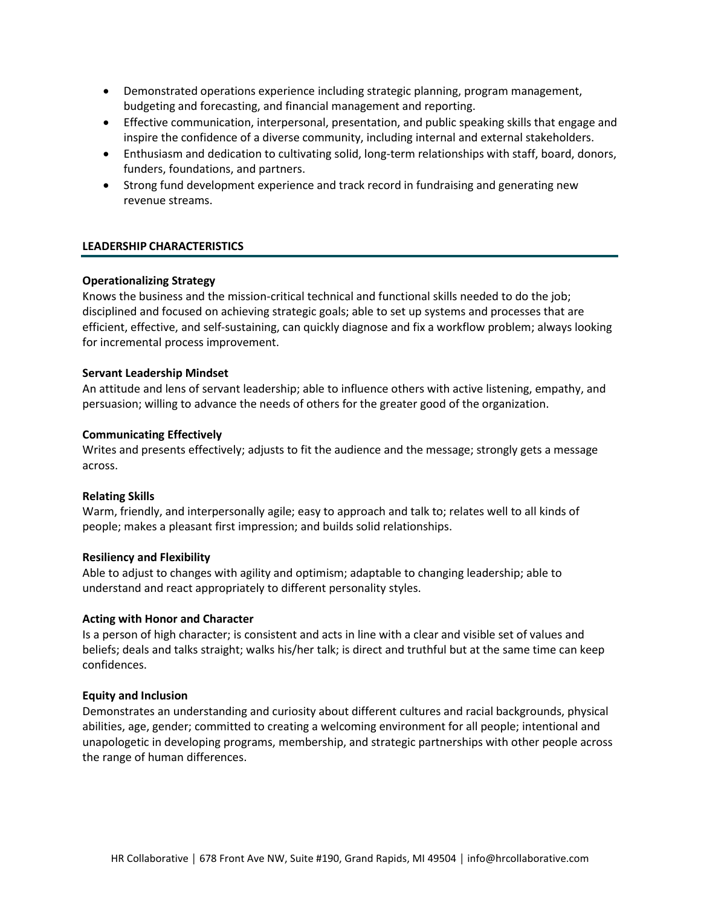- Demonstrated operations experience including strategic planning, program management, budgeting and forecasting, and financial management and reporting.
- Effective communication, interpersonal, presentation, and public speaking skills that engage and inspire the confidence of a diverse community, including internal and external stakeholders.
- Enthusiasm and dedication to cultivating solid, long-term relationships with staff, board, donors, funders, foundations, and partners.
- Strong fund development experience and track record in fundraising and generating new revenue streams.

## LEADERSHIP CHARACTERISTICS

**Operationalizing Strategy**
Knows the business and the mission-critical technical and functional skills needed to do the job; disciplined and focused on achieving strategic goals; able to set up systems and processes that are efficient, effective, and self-sustaining, can quickly diagnose and fix a workflow problem; always looking for incremental process improvement.

**Servant Leadership Mindset**
An attitude and lens of servant leadership; able to influence others with active listening, empathy, and persuasion; willing to advance the needs of others for the greater good of the organization.

**Communicating Effectively**
Writes and presents effectively; adjusts to fit the audience and the message; strongly gets a message across.

**Relating Skills**
Warm, friendly, and interpersonally agile; easy to approach and talk to; relates well to all kinds of people; makes a pleasant first impression; and builds solid relationships.

**Resiliency and Flexibility**
Able to adjust to changes with agility and optimism; adaptable to changing leadership; able to understand and react appropriately to different personality styles.

**Acting with Honor and Character**
Is a person of high character; is consistent and acts in line with a clear and visible set of values and beliefs; deals and talks straight; walks his/her talk; is direct and truthful but at the same time can keep confidences.

**Equity and Inclusion**
Demonstrates an understanding and curiosity about different cultures and racial backgrounds, physical abilities, age, gender; committed to creating a welcoming environment for all people; intentional and unapologetic in developing programs, membership, and strategic partnerships with other people across the range of human differences.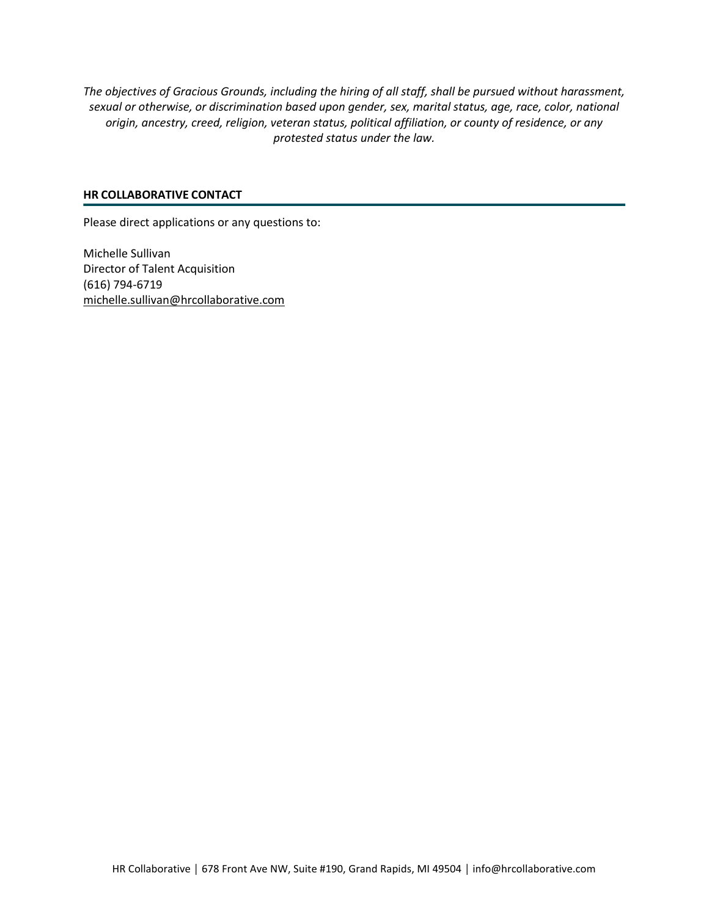*The objectives of Gracious Grounds, including the hiring of all staff, shall be pursued without harassment, sexual or otherwise, or discrimination based upon gender, sex, marital status, age, race, color, national origin, ancestry, creed, religion, veteran status, political affiliation, or county of residence, or any protested status under the law.*

## HR COLLABORATIVE CONTACT

Please direct applications or any questions to:

Michelle Sullivan
Director of Talent Acquisition
(616) 794-6719
michelle.sullivan@hrcollaborative.com

HR Collaborative | 678 Front Ave NW, Suite #190, Grand Rapids, MI 49504 | info@hrcollaborative.com